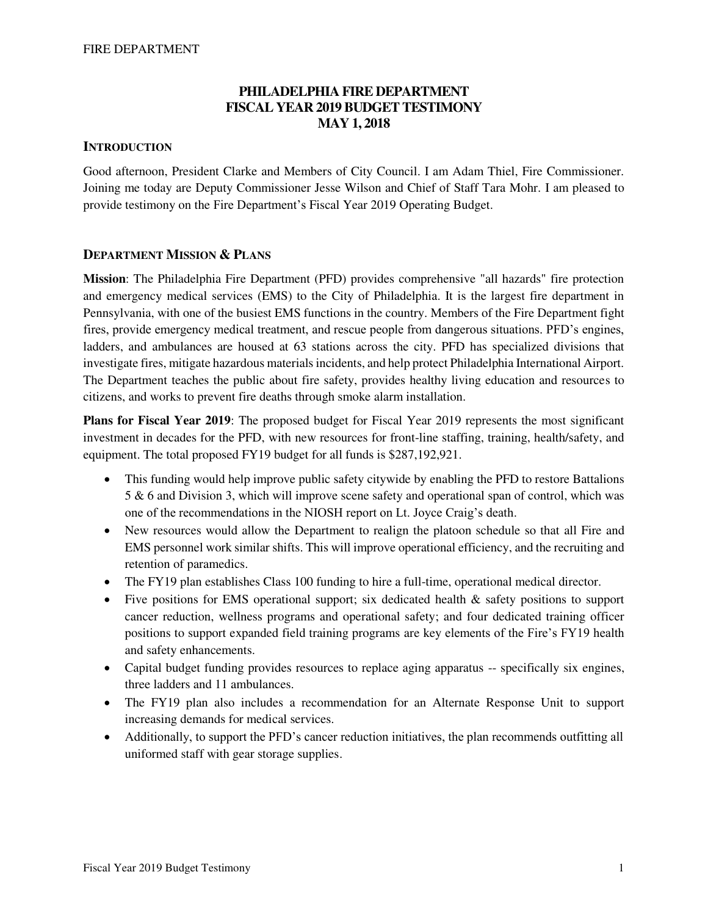# PHILADELPHIA FIRE DEPARTMENT
# FISCAL YEAR 2019 BUDGET TESTIMONY
# MAY 1, 2018

## INTRODUCTION

Good afternoon, President Clarke and Members of City Council. I am Adam Thiel, Fire Commissioner. Joining me today are Deputy Commissioner Jesse Wilson and Chief of Staff Tara Mohr. I am pleased to provide testimony on the Fire Department's Fiscal Year 2019 Operating Budget.

## DEPARTMENT MISSION & PLANS

**Mission**: The Philadelphia Fire Department (PFD) provides comprehensive "all hazards" fire protection and emergency medical services (EMS) to the City of Philadelphia. It is the largest fire department in Pennsylvania, with one of the busiest EMS functions in the country. Members of the Fire Department fight fires, provide emergency medical treatment, and rescue people from dangerous situations. PFD's engines, ladders, and ambulances are housed at 63 stations across the city. PFD has specialized divisions that investigate fires, mitigate hazardous materials incidents, and help protect Philadelphia International Airport. The Department teaches the public about fire safety, provides healthy living education and resources to citizens, and works to prevent fire deaths through smoke alarm installation.

**Plans for Fiscal Year 2019**: The proposed budget for Fiscal Year 2019 represents the most significant investment in decades for the PFD, with new resources for front-line staffing, training, health/safety, and equipment. The total proposed FY19 budget for all funds is $287,192,921.

- This funding would help improve public safety citywide by enabling the PFD to restore Battalions 5 & 6 and Division 3, which will improve scene safety and operational span of control, which was one of the recommendations in the NIOSH report on Lt. Joyce Craig's death.
- New resources would allow the Department to realign the platoon schedule so that all Fire and EMS personnel work similar shifts. This will improve operational efficiency, and the recruiting and retention of paramedics.
- The FY19 plan establishes Class 100 funding to hire a full-time, operational medical director.
- Five positions for EMS operational support; six dedicated health & safety positions to support cancer reduction, wellness programs and operational safety; and four dedicated training officer positions to support expanded field training programs are key elements of the Fire's FY19 health and safety enhancements.
- Capital budget funding provides resources to replace aging apparatus -- specifically six engines, three ladders and 11 ambulances.
- The FY19 plan also includes a recommendation for an Alternate Response Unit to support increasing demands for medical services.
- Additionally, to support the PFD's cancer reduction initiatives, the plan recommends outfitting all uniformed staff with gear storage supplies.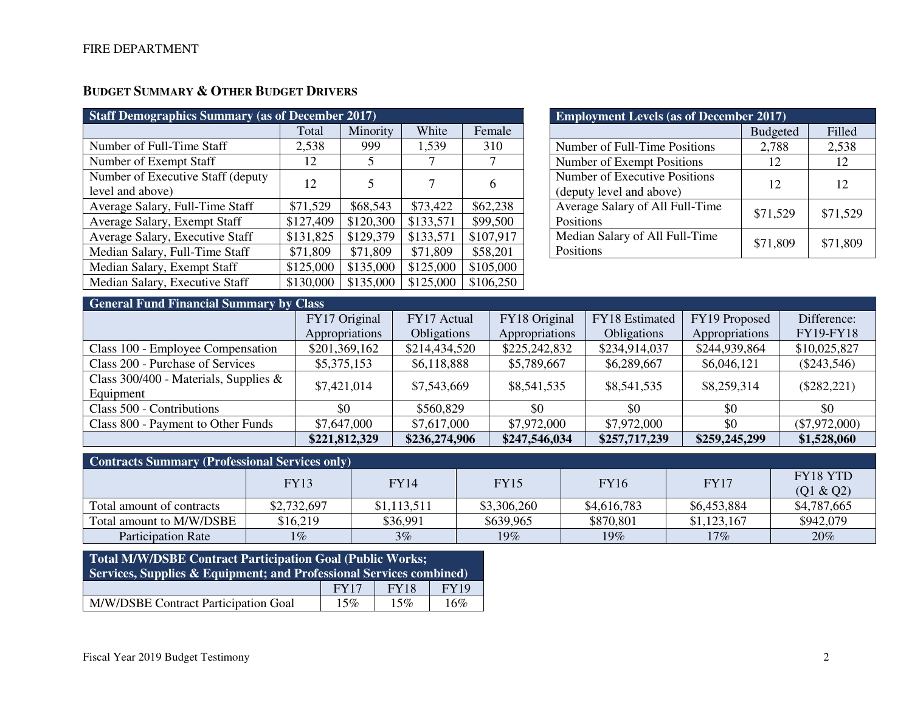FIRE DEPARTMENT

## BUDGET SUMMARY & OTHER BUDGET DRIVERS

| Staff Demographics Summary (as of December 2017) | | | | |
|---|---|---|---|---|
| | Total | Minority | White | Female |
| Number of Full-Time Staff | 2,538 | 999 | 1,539 | 310 |
| Number of Exempt Staff | 12 | 5 | 7 | 7 |
| Number of Executive Staff (deputy level and above) | 12 | 5 | 7 | 6 |
| Average Salary, Full-Time Staff | $71,529 | $68,543 | $73,422 | $62,238 |
| Average Salary, Exempt Staff | $127,409 | $120,300 | $133,571 | $99,500 |
| Average Salary, Executive Staff | $131,825 | $129,379 | $133,571 | $107,917 |
| Median Salary, Full-Time Staff | $71,809 | $71,809 | $71,809 | $58,201 |
| Median Salary, Exempt Staff | $125,000 | $135,000 | $125,000 | $105,000 |
| Median Salary, Executive Staff | $130,000 | $135,000 | $125,000 | $106,250 |

| Employment Levels (as of December 2017) | | |
|---|---|---|
| | Budgeted | Filled |
| Number of Full-Time Positions | 2,788 | 2,538 |
| Number of Exempt Positions | 12 | 12 |
| Number of Executive Positions (deputy level and above) | 12 | 12 |
| Average Salary of All Full-Time Positions | $71,529 | $71,529 |
| Median Salary of All Full-Time Positions | $71,809 | $71,809 |

| General Fund Financial Summary by Class | | | | | | |
|---|---|---|---|---|---|---|
| | FY17 Original Appropriations | FY17 Actual Obligations | FY18 Original Appropriations | FY18 Estimated Obligations | FY19 Proposed Appropriations | Difference: FY19-FY18 |
| Class 100 - Employee Compensation | $201,369,162 | $214,434,520 | $225,242,832 | $234,914,037 | $244,939,864 | $10,025,827 |
| Class 200 - Purchase of Services | $5,375,153 | $6,118,888 | $5,789,667 | $6,289,667 | $6,046,121 | ($243,546) |
| Class 300/400 - Materials, Supplies & Equipment | $7,421,014 | $7,543,669 | $8,541,535 | $8,541,535 | $8,259,314 | ($282,221) |
| Class 500 - Contributions | $0 | $560,829 | $0 | $0 | $0 | $0 |
| Class 800 - Payment to Other Funds | $7,647,000 | $7,617,000 | $7,972,000 | $7,972,000 | $0 | ($7,972,000) |
| | **$221,812,329** | **$236,274,906** | **$247,546,034** | **$257,717,239** | **$259,245,299** | **$1,528,060** |

| Contracts Summary (Professional Services only) | | | | | | |
|---|---|---|---|---|---|---|
| | FY13 | FY14 | FY15 | FY16 | FY17 | FY18 YTD (Q1 & Q2) |
| Total amount of contracts | $2,732,697 | $1,113,511 | $3,306,260 | $4,616,783 | $6,453,884 | $4,787,665 |
| Total amount to M/W/DSBE | $16,219 | $36,991 | $639,965 | $870,801 | $1,123,167 | $942,079 |
| Participation Rate | 1% | 3% | 19% | 19% | 17% | 20% |

| Total M/W/DSBE Contract Participation Goal (Public Works; Services, Supplies & Equipment; and Professional Services combined) | | | |
|---|---|---|---|
| | FY17 | FY18 | FY19 |
| M/W/DSBE Contract Participation Goal | 15% | 15% | 16% |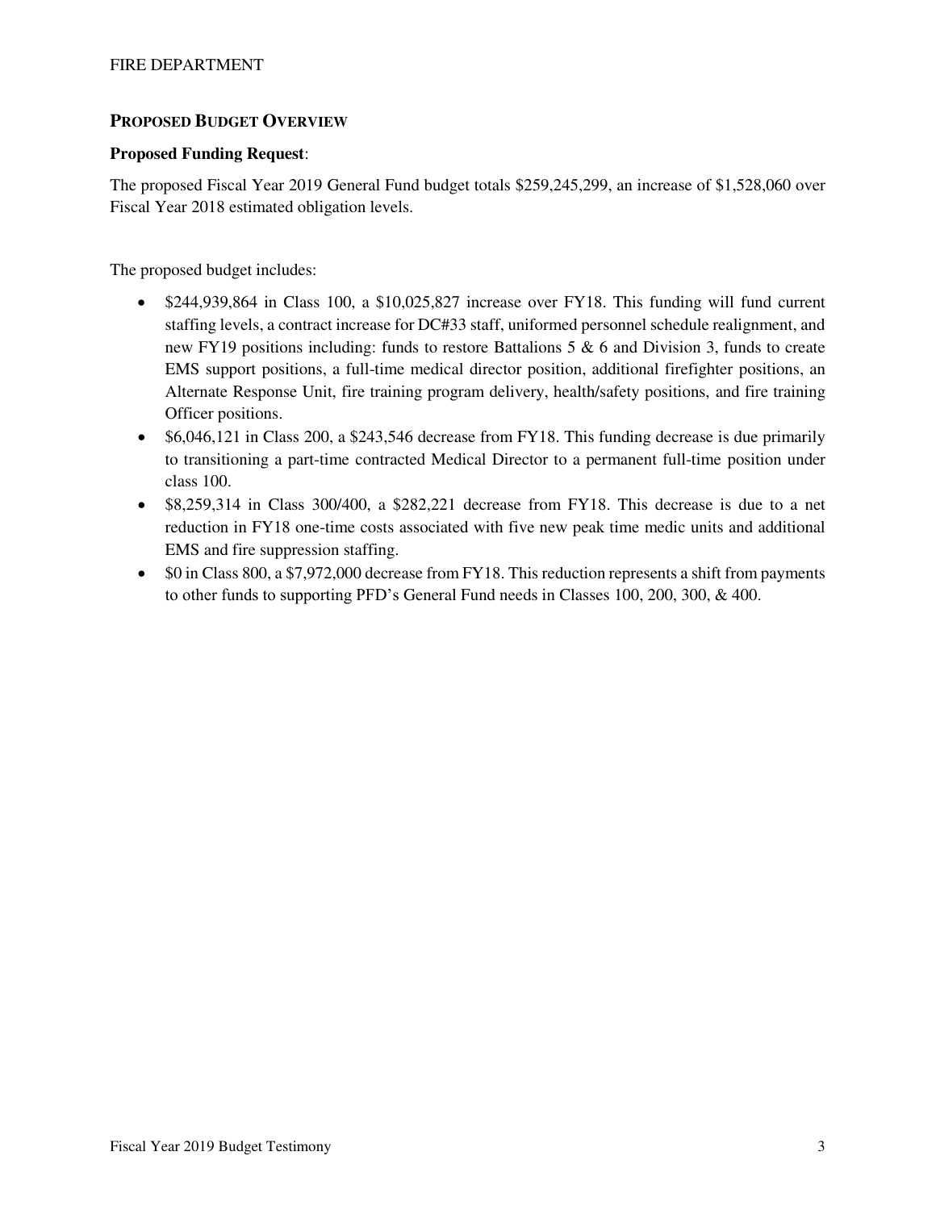## Proposed Budget Overview

**Proposed Funding Request**:

The proposed Fiscal Year 2019 General Fund budget totals $259,245,299, an increase of $1,528,060 over Fiscal Year 2018 estimated obligation levels.

The proposed budget includes:

- $244,939,864 in Class 100, a $10,025,827 increase over FY18. This funding will fund current staffing levels, a contract increase for DC#33 staff, uniformed personnel schedule realignment, and new FY19 positions including: funds to restore Battalions 5 & 6 and Division 3, funds to create EMS support positions, a full-time medical director position, additional firefighter positions, an Alternate Response Unit, fire training program delivery, health/safety positions, and fire training Officer positions.
- $6,046,121 in Class 200, a $243,546 decrease from FY18. This funding decrease is due primarily to transitioning a part-time contracted Medical Director to a permanent full-time position under class 100.
- $8,259,314 in Class 300/400, a $282,221 decrease from FY18. This decrease is due to a net reduction in FY18 one-time costs associated with five new peak time medic units and additional EMS and fire suppression staffing.
- $0 in Class 800, a $7,972,000 decrease from FY18. This reduction represents a shift from payments to other funds to supporting PFD's General Fund needs in Classes 100, 200, 300, & 400.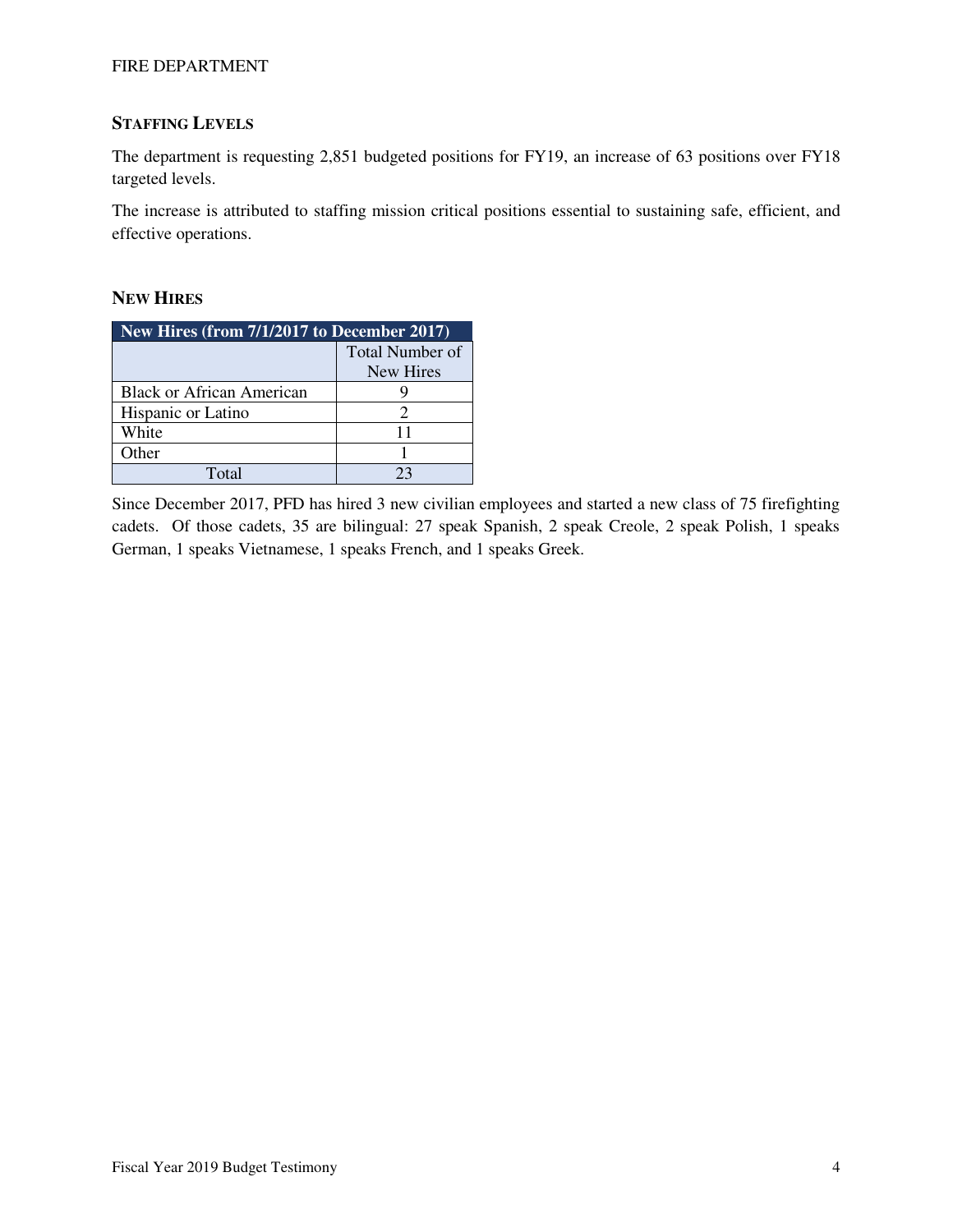## Staffing Levels

The department is requesting 2,851 budgeted positions for FY19, an increase of 63 positions over FY18 targeted levels.

The increase is attributed to staffing mission critical positions essential to sustaining safe, efficient, and effective operations.

## New Hires

| New Hires (from 7/1/2017 to December 2017) | |
|---|---|
| | Total Number of New Hires |
| Black or African American | 9 |
| Hispanic or Latino | 2 |
| White | 11 |
| Other | 1 |
| Total | 23 |

Since December 2017, PFD has hired 3 new civilian employees and started a new class of 75 firefighting cadets. Of those cadets, 35 are bilingual: 27 speak Spanish, 2 speak Creole, 2 speak Polish, 1 speaks German, 1 speaks Vietnamese, 1 speaks French, and 1 speaks Greek.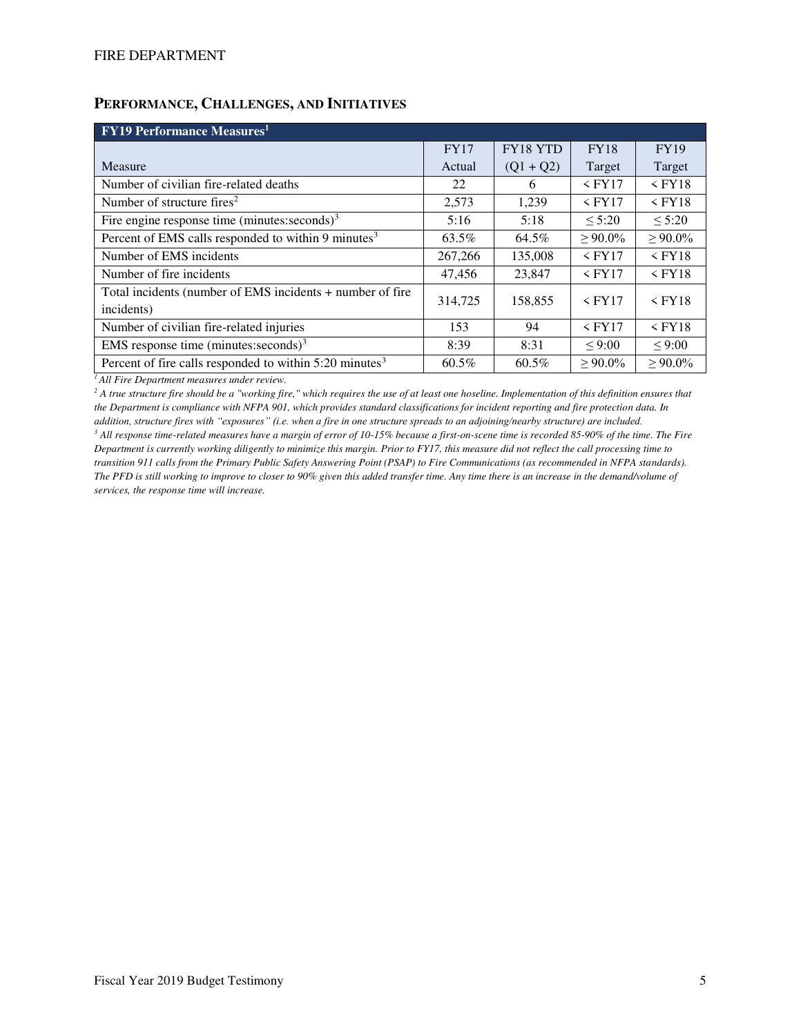## PERFORMANCE, CHALLENGES, AND INITIATIVES

| FY19 Performance Measures[1] | | | | |
|---|---|---|---|---|
| Measure | FY17 Actual | FY18 YTD (Q1 + Q2) | FY18 Target | FY19 Target |
| Number of civilian fire-related deaths | 22 | 6 | < FY17 | < FY18 |
| Number of structure fires[2] | 2,573 | 1,239 | < FY17 | < FY18 |
| Fire engine response time (minutes:seconds)[3] | 5:16 | 5:18 | ≤ 5:20 | ≤ 5:20 |
| Percent of EMS calls responded to within 9 minutes[3] | 63.5% | 64.5% | ≥ 90.0% | ≥ 90.0% |
| Number of EMS incidents | 267,266 | 135,008 | < FY17 | < FY18 |
| Number of fire incidents | 47,456 | 23,847 | < FY17 | < FY18 |
| Total incidents (number of EMS incidents + number of fire incidents) | 314,725 | 158,855 | < FY17 | < FY18 |
| Number of civilian fire-related injuries | 153 | 94 | < FY17 | < FY18 |
| EMS response time (minutes:seconds)[3] | 8:39 | 8:31 | ≤ 9:00 | ≤ 9:00 |
| Percent of fire calls responded to within 5:20 minutes[3] | 60.5% | 60.5% | ≥ 90.0% | ≥ 90.0% |

*[1] All Fire Department measures under review.*

*[2] A true structure fire should be a "working fire," which requires the use of at least one hoseline. Implementation of this definition ensures that the Department is compliance with NFPA 901, which provides standard classifications for incident reporting and fire protection data. In addition, structure fires with "exposures" (i.e. when a fire in one structure spreads to an adjoining/nearby structure) are included.*

*[3] All response time-related measures have a margin of error of 10-15% because a first-on-scene time is recorded 85-90% of the time. The Fire Department is currently working diligently to minimize this margin. Prior to FY17, this measure did not reflect the call processing time to transition 911 calls from the Primary Public Safety Answering Point (PSAP) to Fire Communications (as recommended in NFPA standards). The PFD is still working to improve to closer to 90% given this added transfer time. Any time there is an increase in the demand/volume of services, the response time will increase.*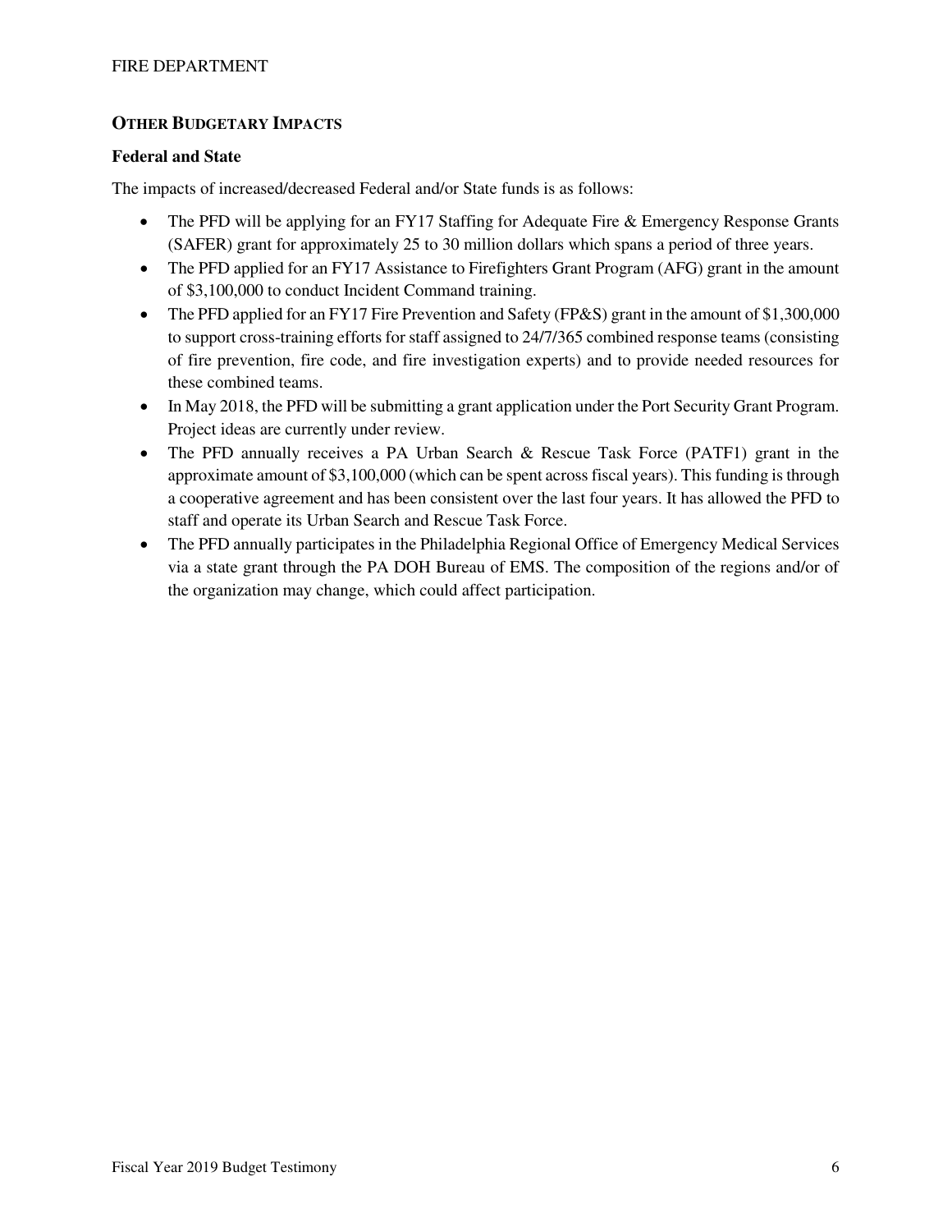## Other Budgetary Impacts

### Federal and State

The impacts of increased/decreased Federal and/or State funds is as follows:

- The PFD will be applying for an FY17 Staffing for Adequate Fire & Emergency Response Grants (SAFER) grant for approximately 25 to 30 million dollars which spans a period of three years.
- The PFD applied for an FY17 Assistance to Firefighters Grant Program (AFG) grant in the amount of $3,100,000 to conduct Incident Command training.
- The PFD applied for an FY17 Fire Prevention and Safety (FP&S) grant in the amount of $1,300,000 to support cross-training efforts for staff assigned to 24/7/365 combined response teams (consisting of fire prevention, fire code, and fire investigation experts) and to provide needed resources for these combined teams.
- In May 2018, the PFD will be submitting a grant application under the Port Security Grant Program. Project ideas are currently under review.
- The PFD annually receives a PA Urban Search & Rescue Task Force (PATF1) grant in the approximate amount of $3,100,000 (which can be spent across fiscal years). This funding is through a cooperative agreement and has been consistent over the last four years. It has allowed the PFD to staff and operate its Urban Search and Rescue Task Force.
- The PFD annually participates in the Philadelphia Regional Office of Emergency Medical Services via a state grant through the PA DOH Bureau of EMS. The composition of the regions and/or of the organization may change, which could affect participation.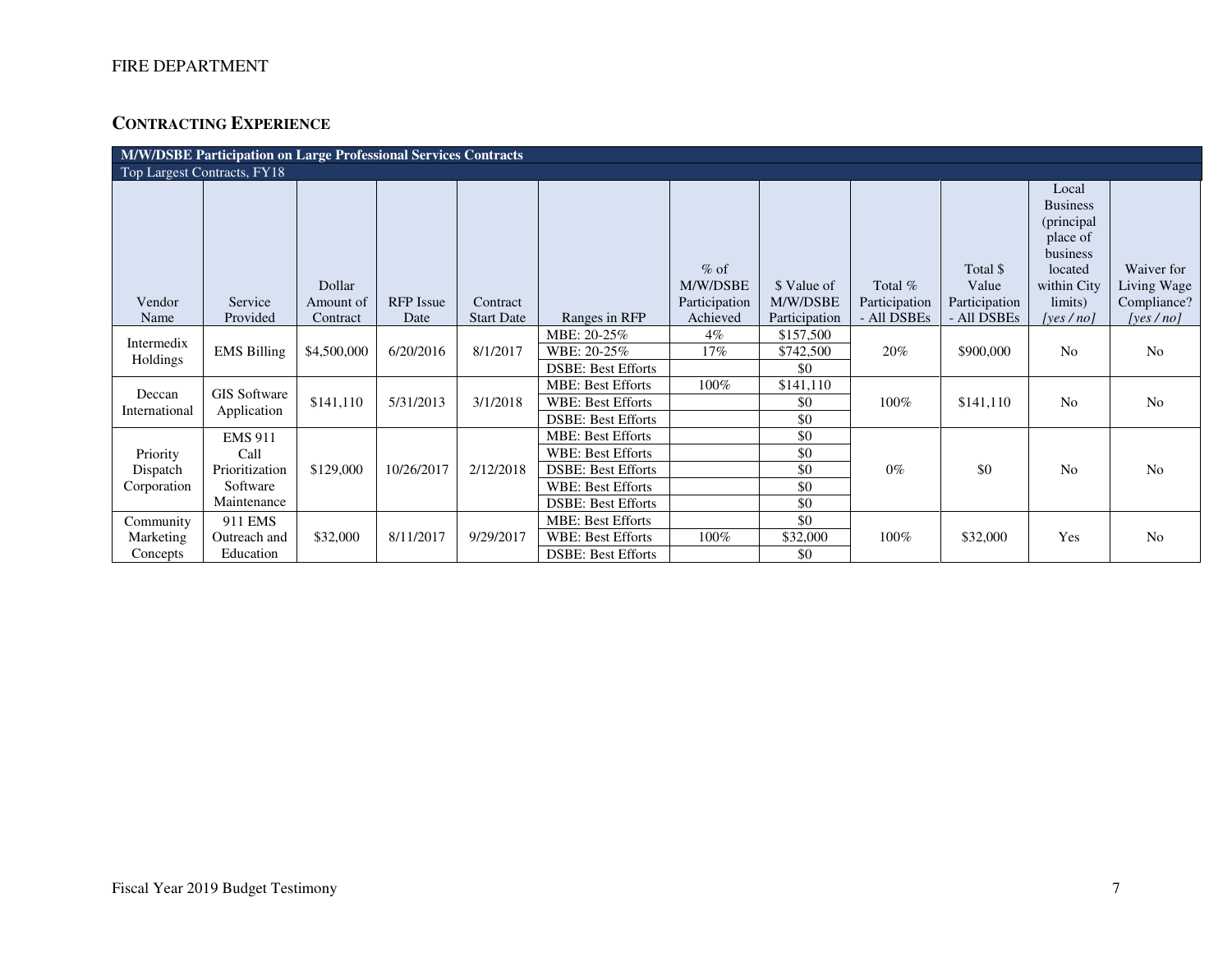## CONTRACTING EXPERIENCE

| M/W/DSBE Participation on Large Professional Services Contracts | | | | | | | | | | | |
|---|---|---|---|---|---|---|---|---|---|---|---|
| Top Largest Contracts, FY18 | | | | | | | | | | | |
| Vendor Name | Service Provided | Dollar Amount of Contract | RFP Issue Date | Contract Start Date | Ranges in RFP | % of M/W/DSBE Participation Achieved | $ Value of M/W/DSBE Participation | Total % Participation - All DSBEs | Total $ Value Participation - All DSBEs | Local Business (principal place of business located within City limits) *[yes / no]* | Waiver for Living Wage Compliance? *[yes / no]* |
| Intermedix Holdings | EMS Billing | $4,500,000 | 6/20/2016 | 8/1/2017 | MBE: 20-25% | 4% | $157,500 | 20% | $900,000 | No | No |
| | | | | | WBE: 20-25% | 17% | $742,500 | | | | |
| | | | | | DSBE: Best Efforts | | $0 | | | | |
| Deccan International | GIS Software Application | $141,110 | 5/31/2013 | 3/1/2018 | MBE: Best Efforts | 100% | $141,110 | 100% | $141,110 | No | No |
| | | | | | WBE: Best Efforts | | $0 | | | | |
| | | | | | DSBE: Best Efforts | | $0 | | | | |
| Priority Dispatch Corporation | EMS 911 Call Prioritization Software Maintenance | $129,000 | 10/26/2017 | 2/12/2018 | MBE: Best Efforts | | $0 | 0% | $0 | No | No |
| | | | | | WBE: Best Efforts | | $0 | | | | |
| | | | | | DSBE: Best Efforts | | $0 | | | | |
| | | | | | WBE: Best Efforts | | $0 | | | | |
| | | | | | DSBE: Best Efforts | | $0 | | | | |
| Community Marketing Concepts | 911 EMS Outreach and Education | $32,000 | 8/11/2017 | 9/29/2017 | MBE: Best Efforts | | $0 | 100% | $32,000 | Yes | No |
| | | | | | WBE: Best Efforts | 100% | $32,000 | | | | |
| | | | | | DSBE: Best Efforts | | $0 | | | | |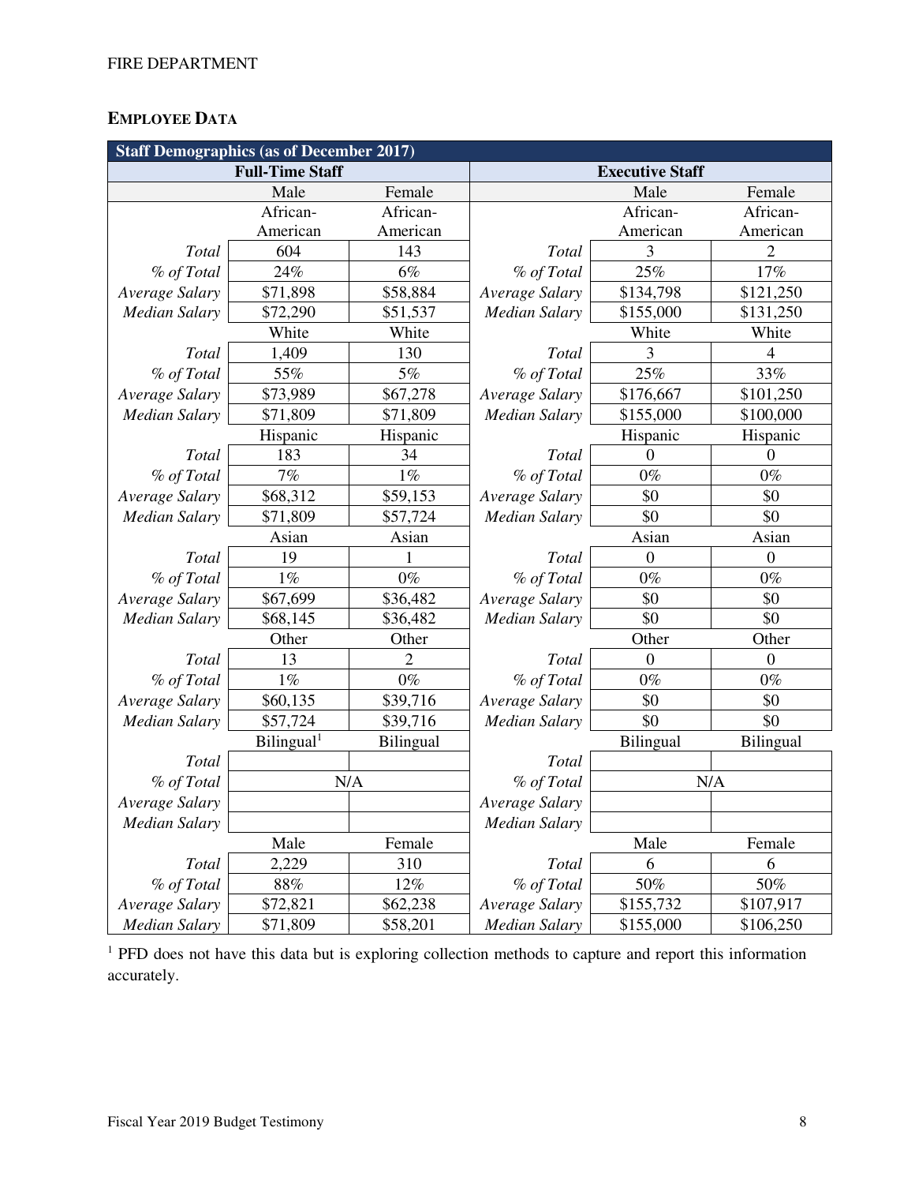FIRE DEPARTMENT

## EMPLOYEE DATA

| Staff Demographics (as of December 2017) | | | | | |
|---|---|---|---|---|---|
| Full-Time Staff | | | Executive Staff | | |
| | Male | Female | | Male | Female |
| | African-American | African-American | | African-American | African-American |
| *Total* | 604 | 143 | *Total* | 3 | 2 |
| *% of Total* | 24% | 6% | *% of Total* | 25% | 17% |
| *Average Salary* | $71,898 | $58,884 | *Average Salary* | $134,798 | $121,250 |
| *Median Salary* | $72,290 | $51,537 | *Median Salary* | $155,000 | $131,250 |
| | White | White | | White | White |
| *Total* | 1,409 | 130 | *Total* | 3 | 4 |
| *% of Total* | 55% | 5% | *% of Total* | 25% | 33% |
| *Average Salary* | $73,989 | $67,278 | *Average Salary* | $176,667 | $101,250 |
| *Median Salary* | $71,809 | $71,809 | *Median Salary* | $155,000 | $100,000 |
| | Hispanic | Hispanic | | Hispanic | Hispanic |
| *Total* | 183 | 34 | *Total* | 0 | 0 |
| *% of Total* | 7% | 1% | *% of Total* | 0% | 0% |
| *Average Salary* | $68,312 | $59,153 | *Average Salary* | $0 | $0 |
| *Median Salary* | $71,809 | $57,724 | *Median Salary* | $0 | $0 |
| | Asian | Asian | | Asian | Asian |
| *Total* | 19 | 1 | *Total* | 0 | 0 |
| *% of Total* | 1% | 0% | *% of Total* | 0% | 0% |
| *Average Salary* | $67,699 | $36,482 | *Average Salary* | $0 | $0 |
| *Median Salary* | $68,145 | $36,482 | *Median Salary* | $0 | $0 |
| | Other | Other | | Other | Other |
| *Total* | 13 | 2 | *Total* | 0 | 0 |
| *% of Total* | 1% | 0% | *% of Total* | 0% | 0% |
| *Average Salary* | $60,135 | $39,716 | *Average Salary* | $0 | $0 |
| *Median Salary* | $57,724 | $39,716 | *Median Salary* | $0 | $0 |
| | Bilingual[1] | Bilingual | | Bilingual | Bilingual |
| *Total* | | | *Total* | | |
| *% of Total* | N/A | | *% of Total* | N/A | |
| *Average Salary* | | | *Average Salary* | | |
| *Median Salary* | | | *Median Salary* | | |
| | Male | Female | | Male | Female |
| *Total* | 2,229 | 310 | *Total* | 6 | 6 |
| *% of Total* | 88% | 12% | *% of Total* | 50% | 50% |
| *Average Salary* | $72,821 | $62,238 | *Average Salary* | $155,732 | $107,917 |
| *Median Salary* | $71,809 | $58,201 | *Median Salary* | $155,000 | $106,250 |

[1] PFD does not have this data but is exploring collection methods to capture and report this information accurately.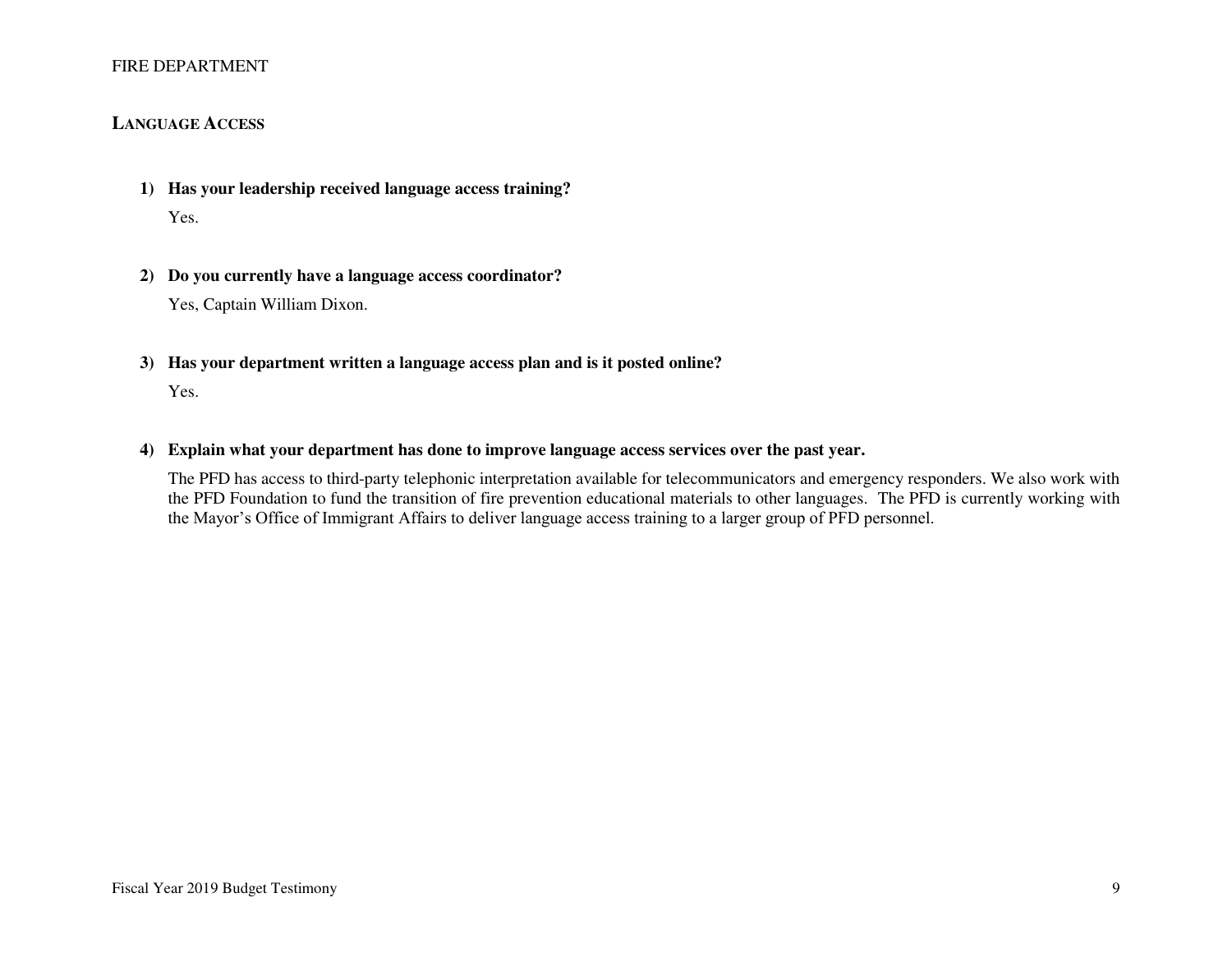## Language Access

1) **Has your leadership received language access training?**

   Yes.

2) **Do you currently have a language access coordinator?**

   Yes, Captain William Dixon.

3) **Has your department written a language access plan and is it posted online?**

   Yes.

4) **Explain what your department has done to improve language access services over the past year.**

   The PFD has access to third-party telephonic interpretation available for telecommunicators and emergency responders. We also work with the PFD Foundation to fund the transition of fire prevention educational materials to other languages. The PFD is currently working with the Mayor's Office of Immigrant Affairs to deliver language access training to a larger group of PFD personnel.